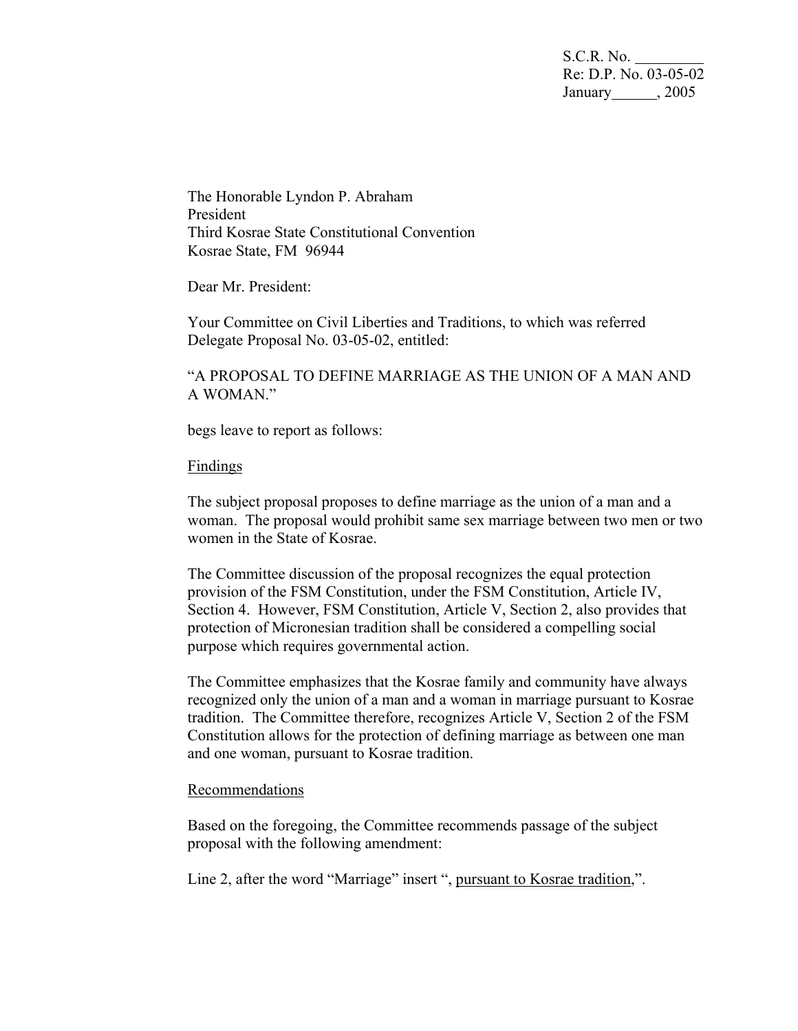S.C.R. No. ________
Re: D.P. No. 03-05-02
January______, 2005

The Honorable Lyndon P. Abraham
President
Third Kosrae State Constitutional Convention
Kosrae State, FM 96944

Dear Mr. President:

Your Committee on Civil Liberties and Traditions, to which was referred Delegate Proposal No. 03-05-02, entitled:

"A PROPOSAL TO DEFINE MARRIAGE AS THE UNION OF A MAN AND A WOMAN."

begs leave to report as follows:

<u>Findings</u>

The subject proposal proposes to define marriage as the union of a man and a woman. The proposal would prohibit same sex marriage between two men or two women in the State of Kosrae.

The Committee discussion of the proposal recognizes the equal protection provision of the FSM Constitution, under the FSM Constitution, Article IV, Section 4. However, FSM Constitution, Article V, Section 2, also provides that protection of Micronesian tradition shall be considered a compelling social purpose which requires governmental action.

The Committee emphasizes that the Kosrae family and community have always recognized only the union of a man and a woman in marriage pursuant to Kosrae tradition. The Committee therefore, recognizes Article V, Section 2 of the FSM Constitution allows for the protection of defining marriage as between one man and one woman, pursuant to Kosrae tradition.

<u>Recommendations</u>

Based on the foregoing, the Committee recommends passage of the subject proposal with the following amendment:

Line 2, after the word "Marriage" insert ", <u>pursuant to Kosrae tradition</u>,".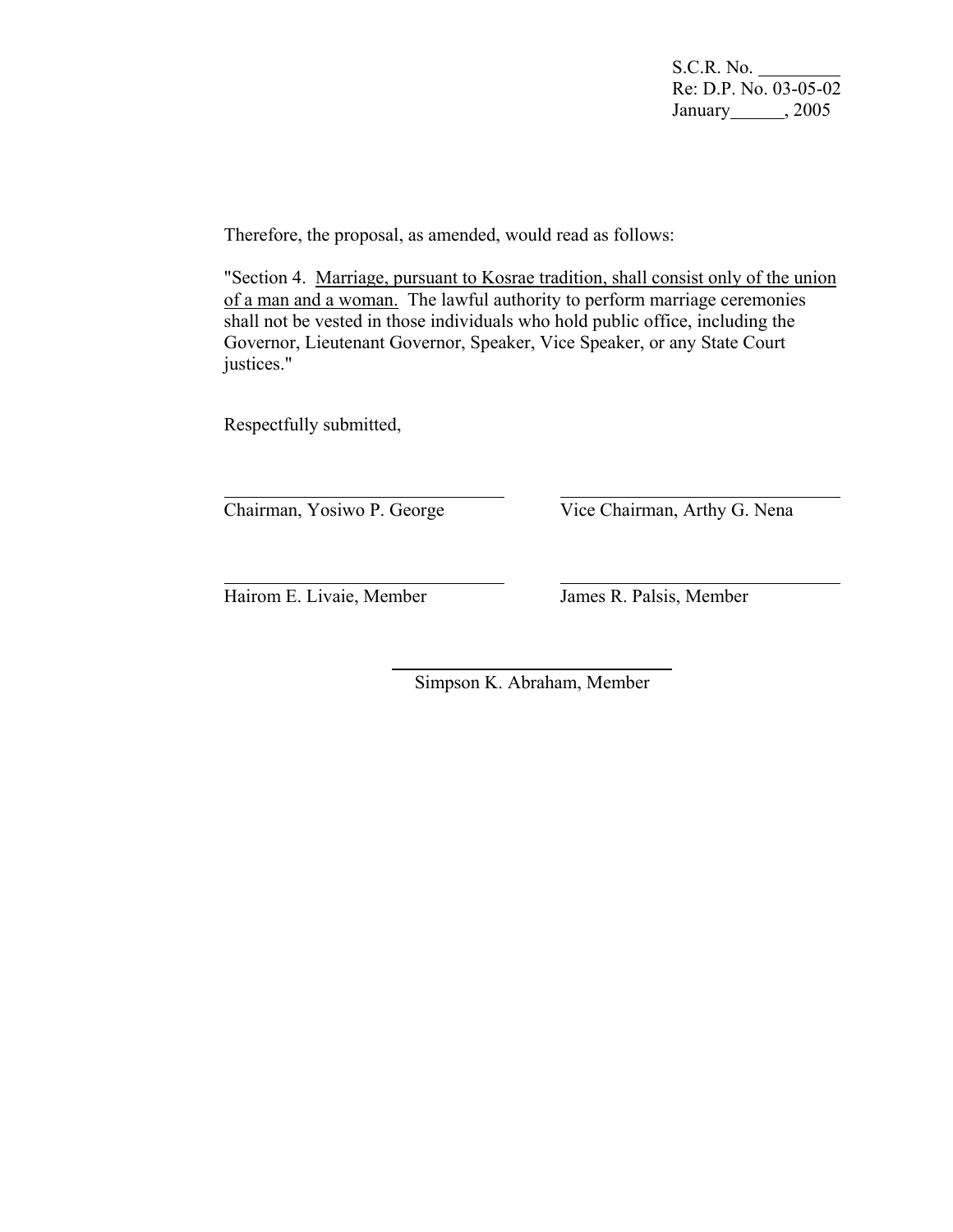S.C.R. No. _________
Re: D.P. No. 03-05-02
January______, 2005

Therefore, the proposal, as amended, would read as follows:

"Section 4. <u>Marriage, pursuant to Kosrae tradition, shall consist only of the union of a man and a woman.</u> The lawful authority to perform marriage ceremonies shall not be vested in those individuals who hold public office, including the Governor, Lieutenant Governor, Speaker, Vice Speaker, or any State Court justices."

Respectfully submitted,

| | |
|---|---|
| ______________________________ | ______________________________ |
| Chairman, Yosiwo P. George | Vice Chairman, Arthy G. Nena |
| ______________________________ | ______________________________ |
| Hairom E. Livaie, Member | James R. Palsis, Member |

______________________________
Simpson K. Abraham, Member